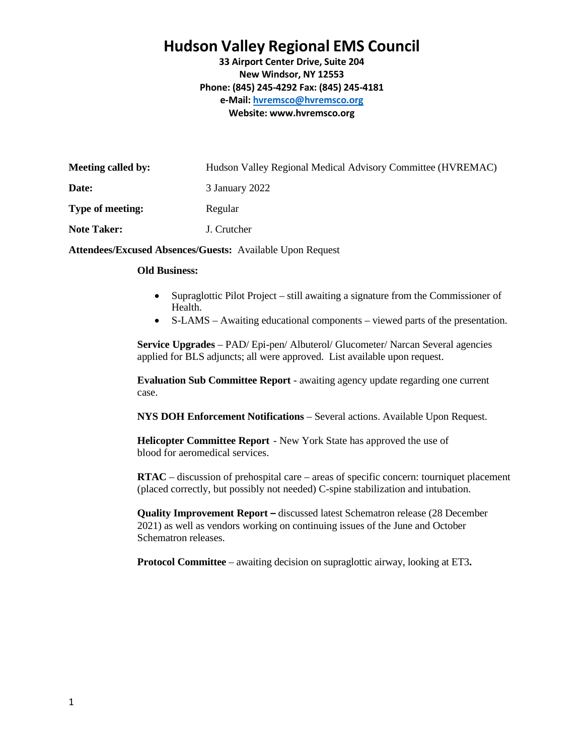# Hudson Valley Regional EMS Council

**33 Airport Center Drive, Suite 204**
**New Windsor, NY 12553**
**Phone: (845) 245-4292 Fax: (845) 245-4181**
**e-Mail: hvremsco@hvremsco.org**
**Website: www.hvremsco.org**

| | |
|---|---|
| **Meeting called by:** | Hudson Valley Regional Medical Advisory Committee (HVREMAC) |
| **Date:** | 3 January 2022 |
| **Type of meeting:** | Regular |
| **Note Taker:** | J. Crutcher |

**Attendees/Excused Absences/Guests:** Available Upon Request

**Old Business:**

- Supraglottic Pilot Project – still awaiting a signature from the Commissioner of Health.
- S-LAMS – Awaiting educational components – viewed parts of the presentation.

**Service Upgrades** – PAD/ Epi-pen/ Albuterol/ Glucometer/ Narcan Several agencies applied for BLS adjuncts; all were approved. List available upon request.

**Evaluation Sub Committee Report** - awaiting agency update regarding one current case.

**NYS DOH Enforcement Notifications** – Several actions. Available Upon Request.

**Helicopter Committee Report** - New York State has approved the use of blood for aeromedical services.

**RTAC** – discussion of prehospital care – areas of specific concern: tourniquet placement (placed correctly, but possibly not needed) C-spine stabilization and intubation.

**Quality Improvement Report –** discussed latest Schematron release (28 December 2021) as well as vendors working on continuing issues of the June and October Schematron releases.

**Protocol Committee** – awaiting decision on supraglottic airway, looking at ET3**.**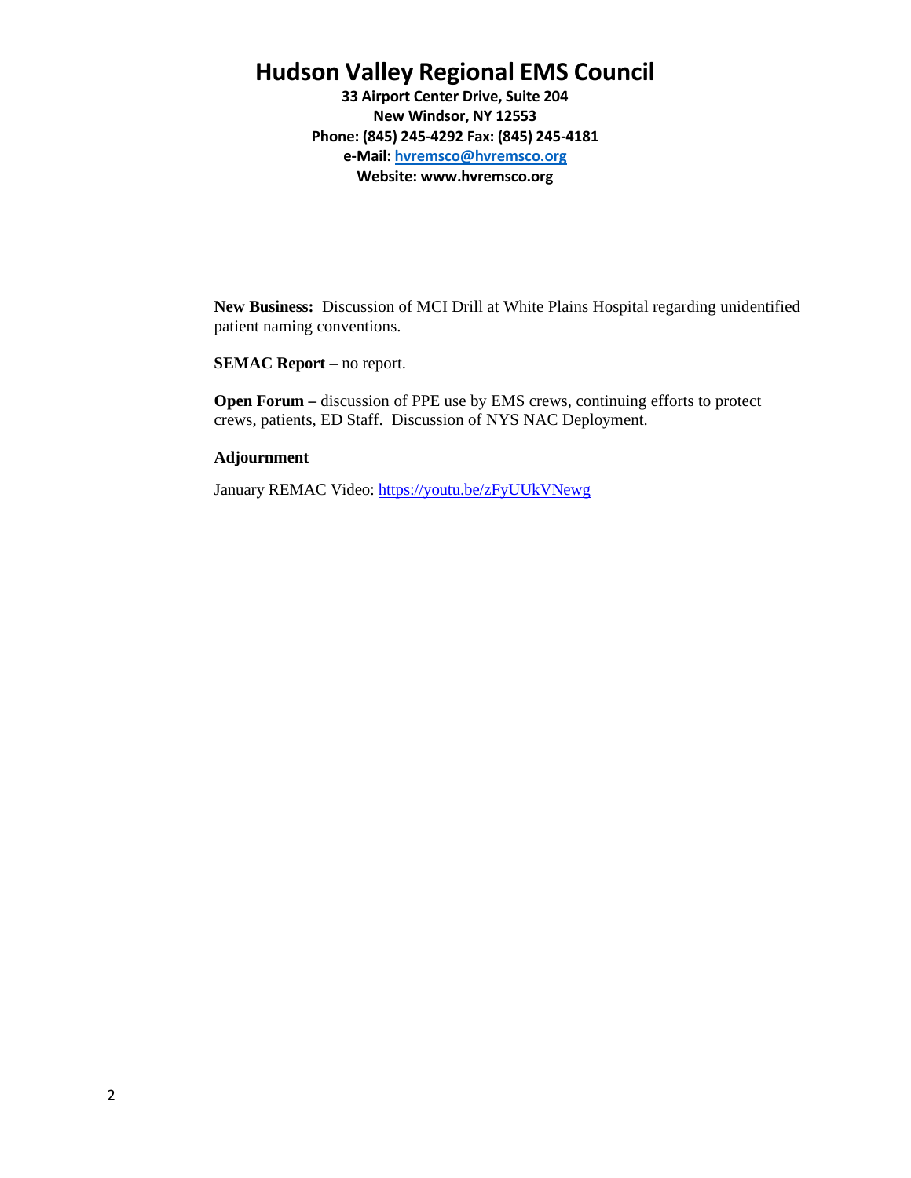# Hudson Valley Regional EMS Council

**33 Airport Center Drive, Suite 204**
**New Windsor, NY 12553**
**Phone: (845) 245-4292 Fax: (845) 245-4181**
**e-Mail: hvremsco@hvremsco.org**
**Website: www.hvremsco.org**

**New Business:** Discussion of MCI Drill at White Plains Hospital regarding unidentified patient naming conventions.

**SEMAC Report –** no report.

**Open Forum –** discussion of PPE use by EMS crews, continuing efforts to protect crews, patients, ED Staff. Discussion of NYS NAC Deployment.

**Adjournment**

January REMAC Video: https://youtu.be/zFyUUkVNewg